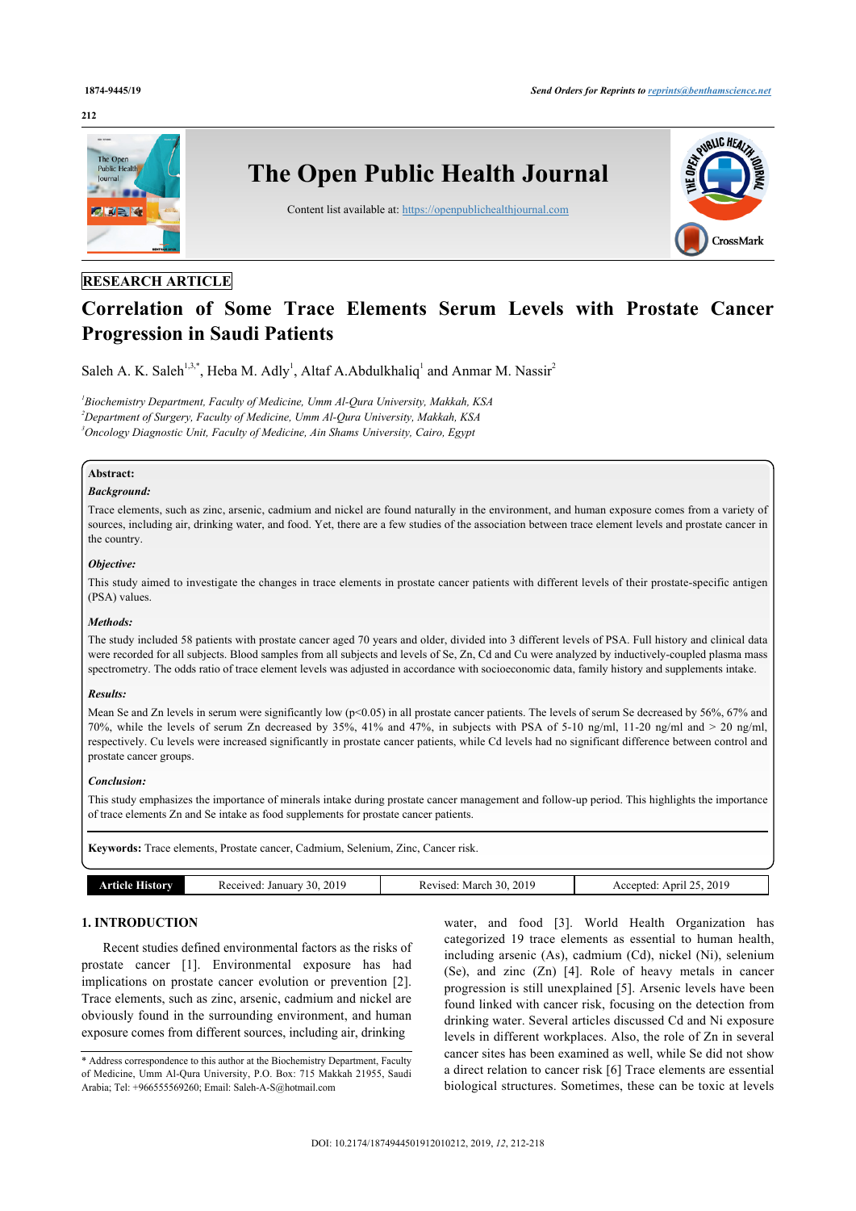RESEARCH ARTICLE

# Correlation of Some Trace Elements Serum Levels with Prostate Cancer Progression in Saudi Patients

Saleh A. K. Saleh[1,3,*], Heba M. Adly[1], Altaf A.Abdulkhaliq[1] and Anmar M. Nassir[2]

[1]*Biochemistry Department, Faculty of Medicine, Umm Al-Qura University, Makkah, KSA*
[2]*Department of Surgery, Faculty of Medicine, Umm Al-Qura University, Makkah, KSA*
[3]*Oncology Diagnostic Unit, Faculty of Medicine, Ain Shams University, Cairo, Egypt*

**Abstract:**

***Background:***

Trace elements, such as zinc, arsenic, cadmium and nickel are found naturally in the environment, and human exposure comes from a variety of sources, including air, drinking water, and food. Yet, there are a few studies of the association between trace element levels and prostate cancer in the country.

***Objective:***

This study aimed to investigate the changes in trace elements in prostate cancer patients with different levels of their prostate-specific antigen (PSA) values.

***Methods:***

The study included 58 patients with prostate cancer aged 70 years and older, divided into 3 different levels of PSA. Full history and clinical data were recorded for all subjects. Blood samples from all subjects and levels of Se, Zn, Cd and Cu were analyzed by inductively-coupled plasma mass spectrometry. The odds ratio of trace element levels was adjusted in accordance with socioeconomic data, family history and supplements intake.

***Results:***

Mean Se and Zn levels in serum were significantly low ($p<0.05$) in all prostate cancer patients. The levels of serum Se decreased by 56%, 67% and 70%, while the levels of serum Zn decreased by 35%, 41% and 47%, in subjects with PSA of 5-10 ng/ml, 11-20 ng/ml and > 20 ng/ml, respectively. Cu levels were increased significantly in prostate cancer patients, while Cd levels had no significant difference between control and prostate cancer groups.

***Conclusion:***

This study emphasizes the importance of minerals intake during prostate cancer management and follow-up period. This highlights the importance of trace elements Zn and Se intake as food supplements for prostate cancer patients.

**Keywords:** Trace elements, Prostate cancer, Cadmium, Selenium, Zinc, Cancer risk.

| Article History | Received: January 30, 2019 | Revised: March 30, 2019 | Accepted: April 25, 2019 |
|---|---|---|---|

## 1. INTRODUCTION

Recent studies defined environmental factors as the risks of prostate cancer [1]. Environmental exposure has had implications on prostate cancer evolution or prevention [2]. Trace elements, such as zinc, arsenic, cadmium and nickel are obviously found in the surrounding environment, and human exposure comes from different sources, including air, drinking water, and food [3]. World Health Organization has categorized 19 trace elements as essential to human health, including arsenic (As), cadmium (Cd), nickel (Ni), selenium (Se), and zinc (Zn) [4]. Role of heavy metals in cancer progression is still unexplained [5]. Arsenic levels have been found linked with cancer risk, focusing on the detection from drinking water. Several articles discussed Cd and Ni exposure levels in different workplaces. Also, the role of Zn in several cancer sites has been examined as well, while Se did not show a direct relation to cancer risk [6] Trace elements are essential biological structures. Sometimes, these can be toxic at levels

\* Address correspondence to this author at the Biochemistry Department, Faculty of Medicine, Umm Al-Qura University, P.O. Box: 715 Makkah 21955, Saudi Arabia; Tel: +966555569260; Email: Saleh-A-S@hotmail.com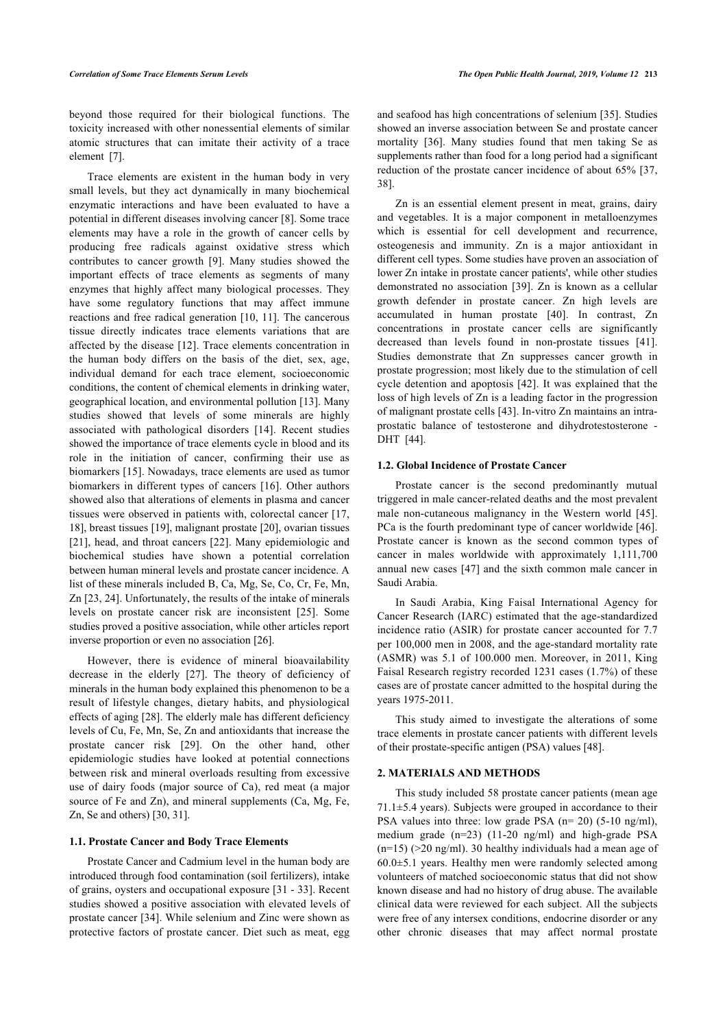beyond those required for their biological functions. The toxicity increased with other nonessential elements of similar atomic structures that can imitate their activity of a trace element [7].

Trace elements are existent in the human body in very small levels, but they act dynamically in many biochemical enzymatic interactions and have been evaluated to have a potential in different diseases involving cancer [8]. Some trace elements may have a role in the growth of cancer cells by producing free radicals against oxidative stress which contributes to cancer growth [9]. Many studies showed the important effects of trace elements as segments of many enzymes that highly affect many biological processes. They have some regulatory functions that may affect immune reactions and free radical generation [10, 11]. The cancerous tissue directly indicates trace elements variations that are affected by the disease [12]. Trace elements concentration in the human body differs on the basis of the diet, sex, age, individual demand for each trace element, socioeconomic conditions, the content of chemical elements in drinking water, geographical location, and environmental pollution [13]. Many studies showed that levels of some minerals are highly associated with pathological disorders [14]. Recent studies showed the importance of trace elements cycle in blood and its role in the initiation of cancer, confirming their use as biomarkers [15]. Nowadays, trace elements are used as tumor biomarkers in different types of cancers [16]. Other authors showed also that alterations of elements in plasma and cancer tissues were observed in patients with, colorectal cancer [17, 18], breast tissues [19], malignant prostate [20], ovarian tissues [21], head, and throat cancers [22]. Many epidemiologic and biochemical studies have shown a potential correlation between human mineral levels and prostate cancer incidence. A list of these minerals included B, Ca, Mg, Se, Co, Cr, Fe, Mn, Zn [23, 24]. Unfortunately, the results of the intake of minerals levels on prostate cancer risk are inconsistent [25]. Some studies proved a positive association, while other articles report inverse proportion or even no association [26].

However, there is evidence of mineral bioavailability decrease in the elderly [27]. The theory of deficiency of minerals in the human body explained this phenomenon to be a result of lifestyle changes, dietary habits, and physiological effects of aging [28]. The elderly male has different deficiency levels of Cu, Fe, Mn, Se, Zn and antioxidants that increase the prostate cancer risk [29]. On the other hand, other epidemiologic studies have looked at potential connections between risk and mineral overloads resulting from excessive use of dairy foods (major source of Ca), red meat (a major source of Fe and Zn), and mineral supplements (Ca, Mg, Fe, Zn, Se and others) [30, 31].

### 1.1. Prostate Cancer and Body Trace Elements

Prostate Cancer and Cadmium level in the human body are introduced through food contamination (soil fertilizers), intake of grains, oysters and occupational exposure [31 - 33]. Recent studies showed a positive association with elevated levels of prostate cancer [34]. While selenium and Zinc were shown as protective factors of prostate cancer. Diet such as meat, egg and seafood has high concentrations of selenium [35]. Studies showed an inverse association between Se and prostate cancer mortality [36]. Many studies found that men taking Se as supplements rather than food for a long period had a significant reduction of the prostate cancer incidence of about 65% [37, 38].

Zn is an essential element present in meat, grains, dairy and vegetables. It is a major component in metalloenzymes which is essential for cell development and recurrence, osteogenesis and immunity. Zn is a major antioxidant in different cell types. Some studies have proven an association of lower Zn intake in prostate cancer patients', while other studies demonstrated no association [39]. Zn is known as a cellular growth defender in prostate cancer. Zn high levels are accumulated in human prostate [40]. In contrast, Zn concentrations in prostate cancer cells are significantly decreased than levels found in non-prostate tissues [41]. Studies demonstrate that Zn suppresses cancer growth in prostate progression; most likely due to the stimulation of cell cycle detention and apoptosis [42]. It was explained that the loss of high levels of Zn is a leading factor in the progression of malignant prostate cells [43]. In-vitro Zn maintains an intra-prostatic balance of testosterone and dihydrotestosterone - DHT [44].

### 1.2. Global Incidence of Prostate Cancer

Prostate cancer is the second predominantly mutual triggered in male cancer-related deaths and the most prevalent male non-cutaneous malignancy in the Western world [45]. PCa is the fourth predominant type of cancer worldwide [46]. Prostate cancer is known as the second common types of cancer in males worldwide with approximately 1,111,700 annual new cases [47] and the sixth common male cancer in Saudi Arabia.

In Saudi Arabia, King Faisal International Agency for Cancer Research (IARC) estimated that the age-standardized incidence ratio (ASIR) for prostate cancer accounted for 7.7 per 100,000 men in 2008, and the age-standard mortality rate (ASMR) was 5.1 of 100.000 men. Moreover, in 2011, King Faisal Research registry recorded 1231 cases (1.7%) of these cases are of prostate cancer admitted to the hospital during the years 1975-2011.

This study aimed to investigate the alterations of some trace elements in prostate cancer patients with different levels of their prostate-specific antigen (PSA) values [48].

## 2. MATERIALS AND METHODS

This study included 58 prostate cancer patients (mean age 71.1±5.4 years). Subjects were grouped in accordance to their PSA values into three: low grade PSA (n= 20) (5-10 ng/ml), medium grade (n=23) (11-20 ng/ml) and high-grade PSA (n=15) (>20 ng/ml). 30 healthy individuals had a mean age of 60.0±5.1 years. Healthy men were randomly selected among volunteers of matched socioeconomic status that did not show known disease and had no history of drug abuse. The available clinical data were reviewed for each subject. All the subjects were free of any intersex conditions, endocrine disorder or any other chronic diseases that may affect normal prostate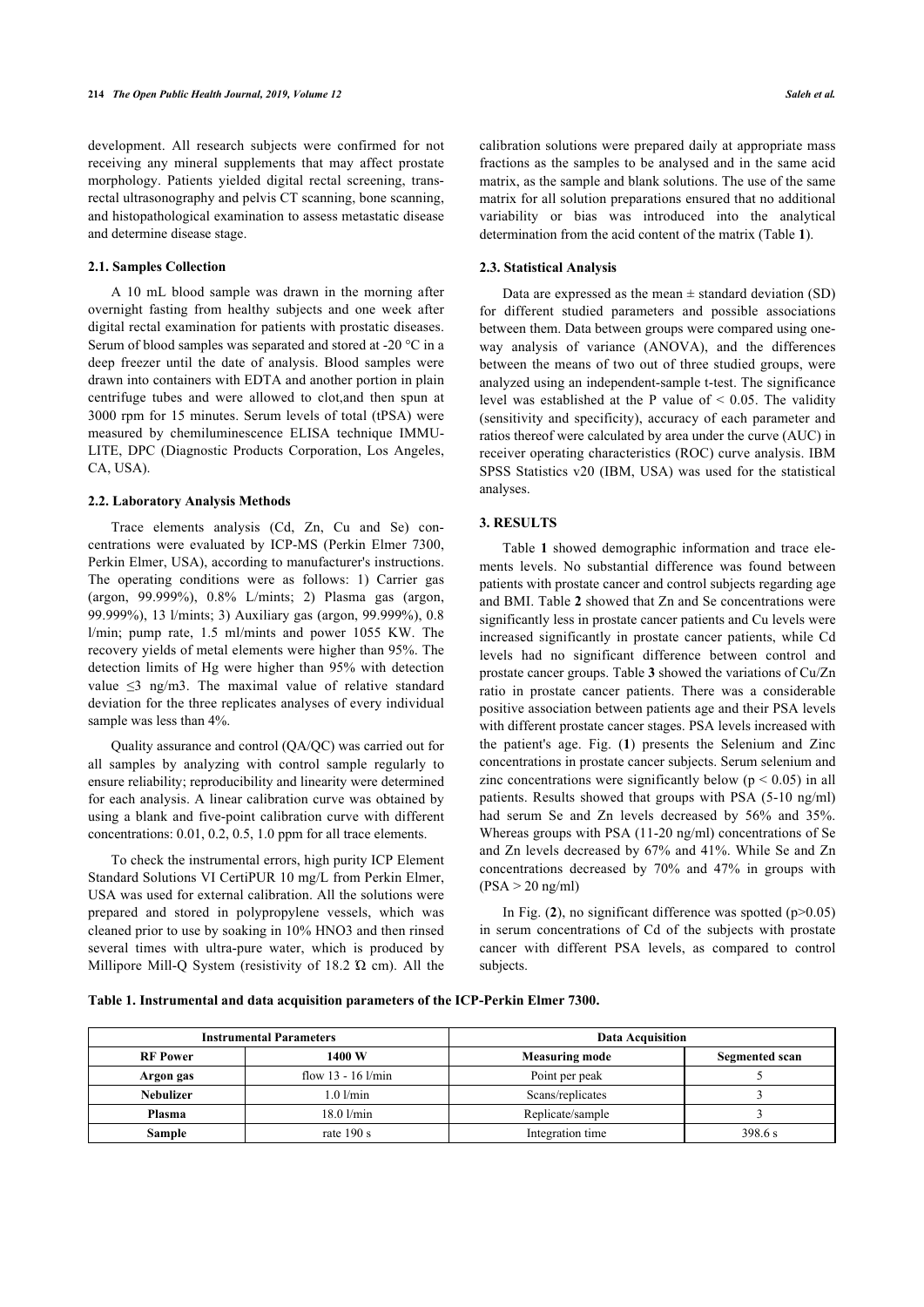development. All research subjects were confirmed for not receiving any mineral supplements that may affect prostate morphology. Patients yielded digital rectal screening, trans-rectal ultrasonography and pelvis CT scanning, bone scanning, and histopathological examination to assess metastatic disease and determine disease stage.

### 2.1. Samples Collection

A 10 mL blood sample was drawn in the morning after overnight fasting from healthy subjects and one week after digital rectal examination for patients with prostatic diseases. Serum of blood samples was separated and stored at -20 °C in a deep freezer until the date of analysis. Blood samples were drawn into containers with EDTA and another portion in plain centrifuge tubes and were allowed to clot,and then spun at 3000 rpm for 15 minutes. Serum levels of total (tPSA) were measured by chemiluminescence ELISA technique IMMU-LITE, DPC (Diagnostic Products Corporation, Los Angeles, CA, USA).

### 2.2. Laboratory Analysis Methods

Trace elements analysis (Cd, Zn, Cu and Se) concentrations were evaluated by ICP-MS (Perkin Elmer 7300, Perkin Elmer, USA), according to manufacturer's instructions. The operating conditions were as follows: 1) Carrier gas (argon, 99.999%), 0.8% L/mints; 2) Plasma gas (argon, 99.999%), 13 l/mints; 3) Auxiliary gas (argon, 99.999%), 0.8 l/min; pump rate, 1.5 ml/mints and power 1055 KW. The recovery yields of metal elements were higher than 95%. The detection limits of Hg were higher than 95% with detection value ≤3 ng/m3. The maximal value of relative standard deviation for the three replicates analyses of every individual sample was less than 4%.

Quality assurance and control (QA/QC) was carried out for all samples by analyzing with control sample regularly to ensure reliability; reproducibility and linearity were determined for each analysis. A linear calibration curve was obtained by using a blank and five-point calibration curve with different concentrations: 0.01, 0.2, 0.5, 1.0 ppm for all trace elements.

To check the instrumental errors, high purity ICP Element Standard Solutions VI CertiPUR 10 mg/L from Perkin Elmer, USA was used for external calibration. All the solutions were prepared and stored in polypropylene vessels, which was cleaned prior to use by soaking in 10% $HNO_3$ and then rinsed several times with ultra-pure water, which is produced by Millipore Mill-Q System (resistivity of 18.2 Ώ cm). All the calibration solutions were prepared daily at appropriate mass fractions as the samples to be analysed and in the same acid matrix, as the sample and blank solutions. The use of the same matrix for all solution preparations ensured that no additional variability or bias was introduced into the analytical determination from the acid content of the matrix (Table **1**).

### 2.3. Statistical Analysis

Data are expressed as the mean ± standard deviation (SD) for different studied parameters and possible associations between them. Data between groups were compared using one-way analysis of variance (ANOVA), and the differences between the means of two out of three studied groups, were analyzed using an independent-sample t-test. The significance level was established at the P value of < 0.05. The validity (sensitivity and specificity), accuracy of each parameter and ratios thereof were calculated by area under the curve (AUC) in receiver operating characteristics (ROC) curve analysis. IBM SPSS Statistics v20 (IBM, USA) was used for the statistical analyses.

## 3. RESULTS

Table **1** showed demographic information and trace elements levels. No substantial difference was found between patients with prostate cancer and control subjects regarding age and BMI. Table **2** showed that Zn and Se concentrations were significantly less in prostate cancer patients and Cu levels were increased significantly in prostate cancer patients, while Cd levels had no significant difference between control and prostate cancer groups. Table **3** showed the variations of Cu/Zn ratio in prostate cancer patients. There was a considerable positive association between patients age and their PSA levels with different prostate cancer stages. PSA levels increased with the patient's age. Fig. (**1**) presents the Selenium and Zinc concentrations in prostate cancer subjects. Serum selenium and zinc concentrations were significantly below ($p < 0.05$) in all patients. Results showed that groups with PSA (5-10 ng/ml) had serum Se and Zn levels decreased by 56% and 35%. Whereas groups with PSA (11-20 ng/ml) concentrations of Se and Zn levels decreased by 67% and 41%. While Se and Zn concentrations decreased by 70% and 47% in groups with (PSA > 20 ng/ml)

In Fig. (**2**), no significant difference was spotted ($p>0.05$) in serum concentrations of Cd of the subjects with prostate cancer with different PSA levels, as compared to control subjects.

**Table 1. Instrumental and data acquisition parameters of the ICP-Perkin Elmer 7300.**

| Instrumental Parameters | | Data Acquisition | |
|---|---|---|---|
| **RF Power** | **1400 W** | **Measuring mode** | **Segmented scan** |
| **Argon gas** | flow 13 - 16 l/min | Point per peak | 5 |
| **Nebulizer** | 1.0 l/min | Scans/replicates | 3 |
| **Plasma** | 18.0 l/min | Replicate/sample | 3 |
| **Sample** | rate 190 s | Integration time | 398.6 s |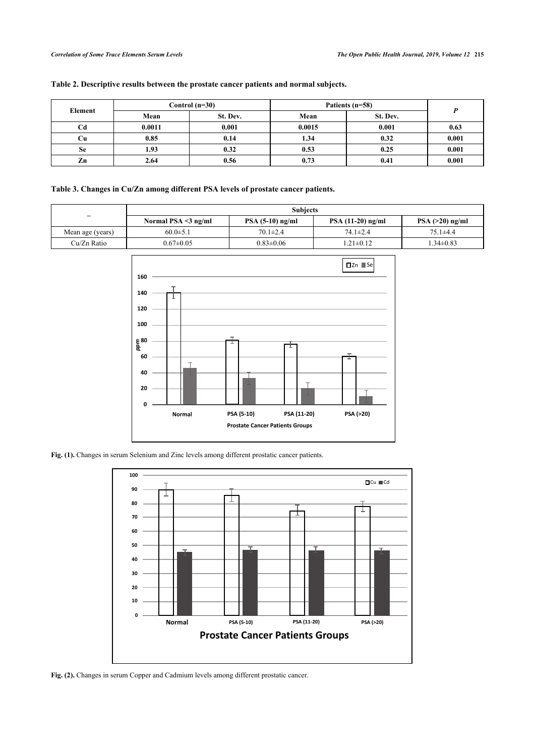**Table 2. Descriptive results between the prostate cancer patients and normal subjects.**

| Element | Control (n=30) | | Patients (n=58) | | *P* |
|---|---|---|---|---|---|
| | Mean | St. Dev. | Mean | St. Dev. | |
| Cd | 0.0011 | 0.001 | 0.0015 | 0.001 | 0.63 |
| Cu | 0.85 | 0.14 | 1.34 | 0.32 | 0.001 |
| Se | 1.93 | 0.32 | 0.53 | 0.25 | 0.001 |
| Zn | 2.64 | 0.56 | 0.73 | 0.41 | 0.001 |

**Table 3. Changes in Cu/Zn among different PSA levels of prostate cancer patients.**

| – | Subjects | | | |
|---|---|---|---|---|
| | Normal PSA <3 ng/ml | PSA (5-10) ng/ml | PSA (11-20) ng/ml | PSA (>20) ng/ml |
| Mean age (years) | 60.0±5.1 | 70.1±2.4 | 74.1±2.4 | 75.1±4.4 |
| Cu/Zn Ratio | 0.67±0.05 | 0.83±0.06 | 1.21±0.12 | 1.34±0.83 |

**Fig. (1).** Changes in serum Selenium and Zinc levels among different prostatic cancer patients.

**Fig. (2).** Changes in serum Copper and Cadmium levels among different prostatic cancer.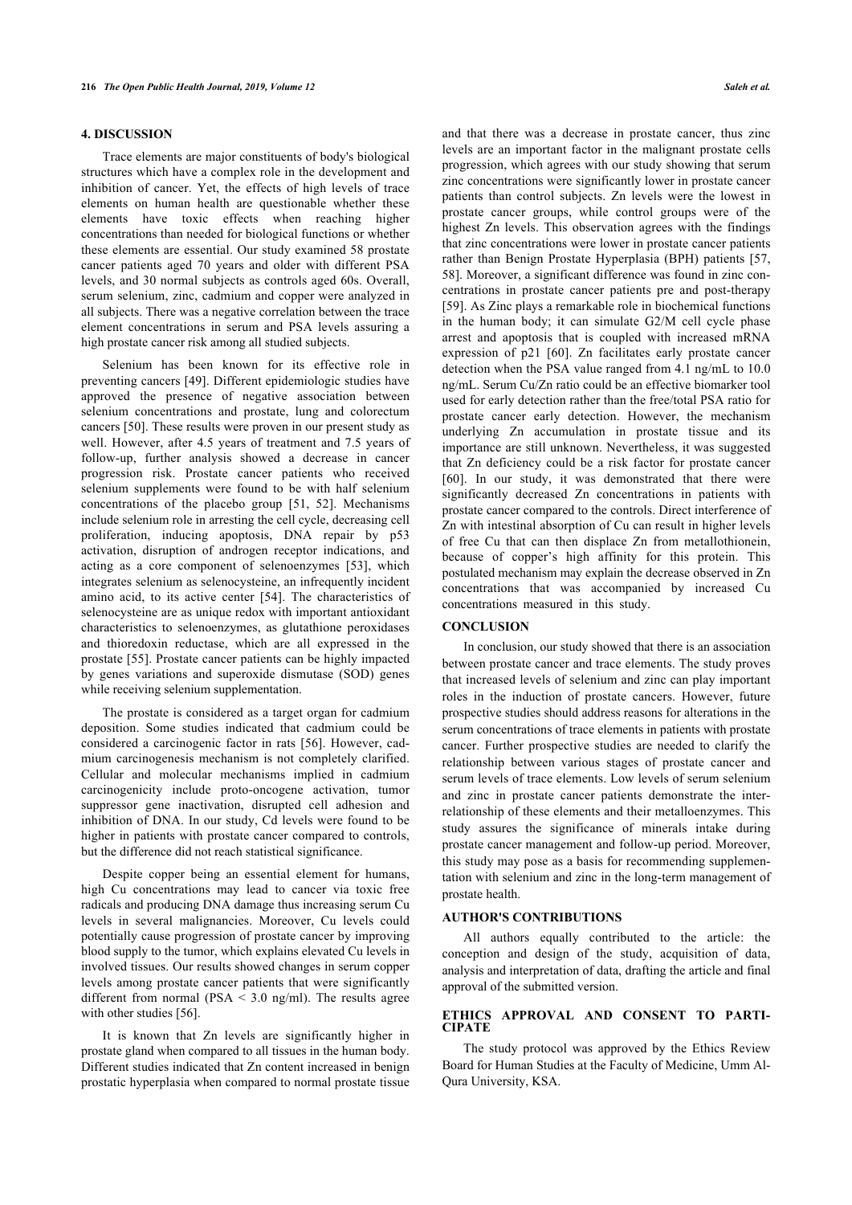## 4. DISCUSSION

Trace elements are major constituents of body's biological structures which have a complex role in the development and inhibition of cancer. Yet, the effects of high levels of trace elements on human health are questionable whether these elements have toxic effects when reaching higher concentrations than needed for biological functions or whether these elements are essential. Our study examined 58 prostate cancer patients aged 70 years and older with different PSA levels, and 30 normal subjects as controls aged 60s. Overall, serum selenium, zinc, cadmium and copper were analyzed in all subjects. There was a negative correlation between the trace element concentrations in serum and PSA levels assuring a high prostate cancer risk among all studied subjects.

Selenium has been known for its effective role in preventing cancers [49]. Different epidemiologic studies have approved the presence of negative association between selenium concentrations and prostate, lung and colorectum cancers [50]. These results were proven in our present study as well. However, after 4.5 years of treatment and 7.5 years of follow-up, further analysis showed a decrease in cancer progression risk. Prostate cancer patients who received selenium supplements were found to be with half selenium concentrations of the placebo group [51, 52]. Mechanisms include selenium role in arresting the cell cycle, decreasing cell proliferation, inducing apoptosis, DNA repair by p53 activation, disruption of androgen receptor indications, and acting as a core component of selenoenzymes [53], which integrates selenium as selenocysteine, an infrequently incident amino acid, to its active center [54]. The characteristics of selenocysteine are as unique redox with important antioxidant characteristics to selenoenzymes, as glutathione peroxidases and thioredoxin reductase, which are all expressed in the prostate [55]. Prostate cancer patients can be highly impacted by genes variations and superoxide dismutase (SOD) genes while receiving selenium supplementation.

The prostate is considered as a target organ for cadmium deposition. Some studies indicated that cadmium could be considered a carcinogenic factor in rats [56]. However, cadmium carcinogenesis mechanism is not completely clarified. Cellular and molecular mechanisms implied in cadmium carcinogenicity include proto-oncogene activation, tumor suppressor gene inactivation, disrupted cell adhesion and inhibition of DNA. In our study, Cd levels were found to be higher in patients with prostate cancer compared to controls, but the difference did not reach statistical significance.

Despite copper being an essential element for humans, high Cu concentrations may lead to cancer via toxic free radicals and producing DNA damage thus increasing serum Cu levels in several malignancies. Moreover, Cu levels could potentially cause progression of prostate cancer by improving blood supply to the tumor, which explains elevated Cu levels in involved tissues. Our results showed changes in serum copper levels among prostate cancer patients that were significantly different from normal (PSA < 3.0 ng/ml). The results agree with other studies [56].

It is known that Zn levels are significantly higher in prostate gland when compared to all tissues in the human body. Different studies indicated that Zn content increased in benign prostatic hyperplasia when compared to normal prostate tissue and that there was a decrease in prostate cancer, thus zinc levels are an important factor in the malignant prostate cells progression, which agrees with our study showing that serum zinc concentrations were significantly lower in prostate cancer patients than control subjects. Zn levels were the lowest in prostate cancer groups, while control groups were of the highest Zn levels. This observation agrees with the findings that zinc concentrations were lower in prostate cancer patients rather than Benign Prostate Hyperplasia (BPH) patients [57, 58]. Moreover, a significant difference was found in zinc concentrations in prostate cancer patients pre and post-therapy [59]. As Zinc plays a remarkable role in biochemical functions in the human body; it can simulate G2/M cell cycle phase arrest and apoptosis that is coupled with increased mRNA expression of p21 [60]. Zn facilitates early prostate cancer detection when the PSA value ranged from 4.1 ng/mL to 10.0 ng/mL. Serum Cu/Zn ratio could be an effective biomarker tool used for early detection rather than the free/total PSA ratio for prostate cancer early detection. However, the mechanism underlying Zn accumulation in prostate tissue and its importance are still unknown. Nevertheless, it was suggested that Zn deficiency could be a risk factor for prostate cancer [60]. In our study, it was demonstrated that there were significantly decreased Zn concentrations in patients with prostate cancer compared to the controls. Direct interference of Zn with intestinal absorption of Cu can result in higher levels of free Cu that can then displace Zn from metallothionein, because of copper's high affinity for this protein. This postulated mechanism may explain the decrease observed in Zn concentrations that was accompanied by increased Cu concentrations measured in this study.

## CONCLUSION

In conclusion, our study showed that there is an association between prostate cancer and trace elements. The study proves that increased levels of selenium and zinc can play important roles in the induction of prostate cancers. However, future prospective studies should address reasons for alterations in the serum concentrations of trace elements in patients with prostate cancer. Further prospective studies are needed to clarify the relationship between various stages of prostate cancer and serum levels of trace elements. Low levels of serum selenium and zinc in prostate cancer patients demonstrate the interrelationship of these elements and their metalloenzymes. This study assures the significance of minerals intake during prostate cancer management and follow-up period. Moreover, this study may pose as a basis for recommending supplementation with selenium and zinc in the long-term management of prostate health.

## AUTHOR'S CONTRIBUTIONS

All authors equally contributed to the article: the conception and design of the study, acquisition of data, analysis and interpretation of data, drafting the article and final approval of the submitted version.

## ETHICS APPROVAL AND CONSENT TO PARTICIPATE

The study protocol was approved by the Ethics Review Board for Human Studies at the Faculty of Medicine, Umm Al-Qura University, KSA.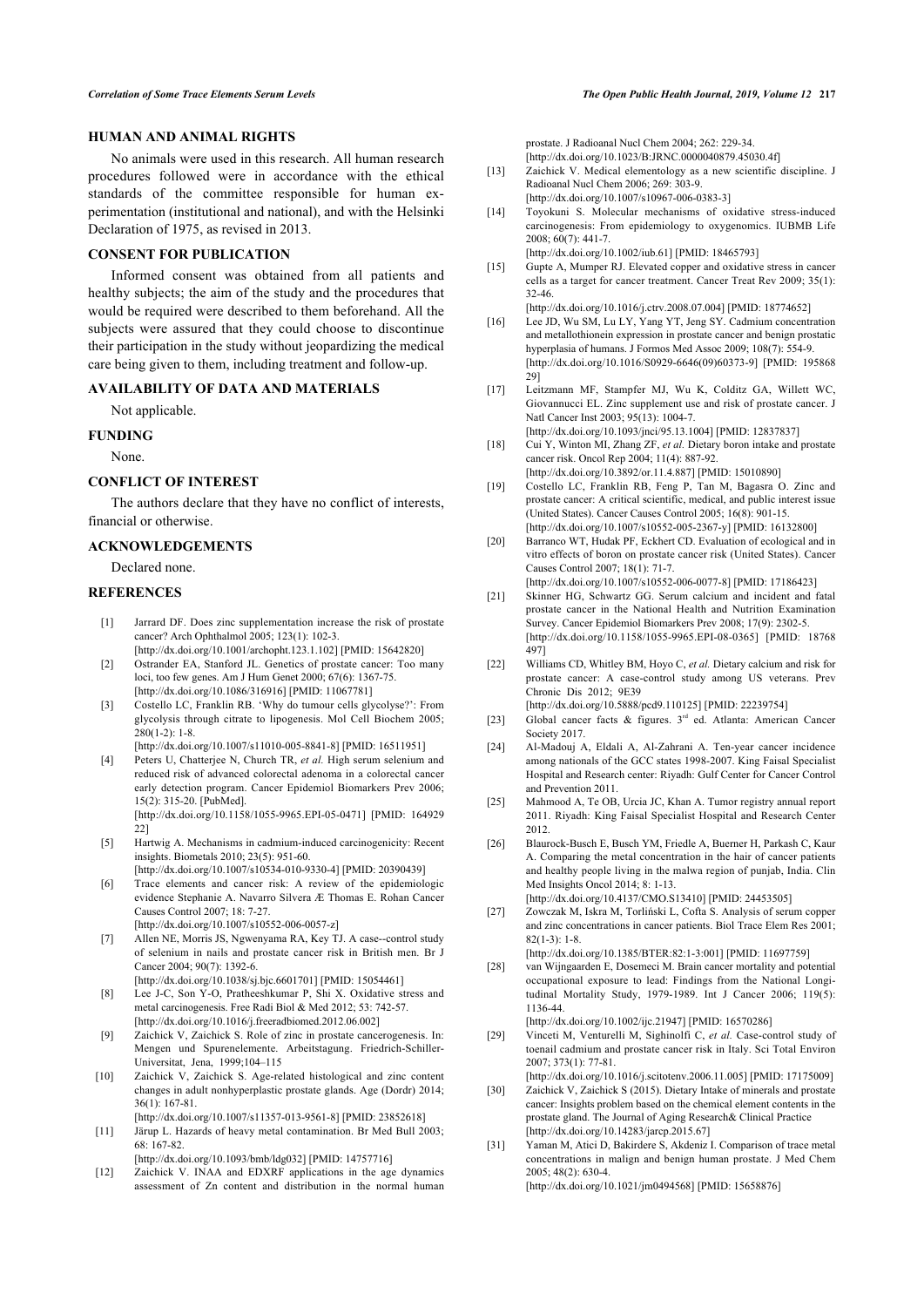## HUMAN AND ANIMAL RIGHTS

No animals were used in this research. All human research procedures followed were in accordance with the ethical standards of the committee responsible for human experimentation (institutional and national), and with the Helsinki Declaration of 1975, as revised in 2013.

## CONSENT FOR PUBLICATION

Informed consent was obtained from all patients and healthy subjects; the aim of the study and the procedures that would be required were described to them beforehand. All the subjects were assured that they could choose to discontinue their participation in the study without jeopardizing the medical care being given to them, including treatment and follow-up.

## AVAILABILITY OF DATA AND MATERIALS

Not applicable.

## FUNDING

None.

## CONFLICT OF INTEREST

The authors declare that they have no conflict of interests, financial or otherwise.

## ACKNOWLEDGEMENTS

Declared none.

## REFERENCES

[1] Jarrard DF. Does zinc supplementation increase the risk of prostate cancer? Arch Ophthalmol 2005; 123(1): 102-3.
[http://dx.doi.org/10.1001/archopht.123.1.102] [PMID: 15642820]

[2] Ostrander EA, Stanford JL. Genetics of prostate cancer: Too many loci, too few genes. Am J Hum Genet 2000; 67(6): 1367-75.
[http://dx.doi.org/10.1086/316916] [PMID: 11067781]

[3] Costello LC, Franklin RB. 'Why do tumour cells glycolyse?': From glycolysis through citrate to lipogenesis. Mol Cell Biochem 2005; 280(1-2): 1-8.
[http://dx.doi.org/10.1007/s11010-005-8841-8] [PMID: 16511951]

[4] Peters U, Chatterjee N, Church TR, *et al.* High serum selenium and reduced risk of advanced colorectal adenoma in a colorectal cancer early detection program. Cancer Epidemiol Biomarkers Prev 2006; 15(2): 315-20. [PubMed].
[http://dx.doi.org/10.1158/1055-9965.EPI-05-0471] [PMID: 16492922]

[5] Hartwig A. Mechanisms in cadmium-induced carcinogenicity: Recent insights. Biometals 2010; 23(5): 951-60.
[http://dx.doi.org/10.1007/s10534-010-9330-4] [PMID: 20390439]

[6] Trace elements and cancer risk: A review of the epidemiologic evidence Stephanie A. Navarro Silvera Æ Thomas E. Rohan Cancer Causes Control 2007; 18: 7-27.
[http://dx.doi.org/10.1007/s10552-006-0057-z]

[7] Allen NE, Morris JS, Ngwenyama RA, Key TJ. A case--control study of selenium in nails and prostate cancer risk in British men. Br J Cancer 2004; 90(7): 1392-6.
[http://dx.doi.org/10.1038/sj.bjc.6601701] [PMID: 15054461]

[8] Lee J-C, Son Y-O, Pratheeshkumar P, Shi X. Oxidative stress and metal carcinogenesis. Free Radi Biol & Med 2012; 53: 742-57.
[http://dx.doi.org/10.1016/j.freeradbiomed.2012.06.002]

[9] Zaichick V, Zaichick S. Role of zinc in prostate cancerogenesis. In: Mengen und Spurenelemente. Arbeitstagung. Friedrich-Schiller-Universitat, Jena, 1999;104–115

[10] Zaichick V, Zaichick S. Age-related histological and zinc content changes in adult nonhyperplastic prostate glands. Age (Dordr) 2014; 36(1): 167-81.
[http://dx.doi.org/10.1007/s11357-013-9561-8] [PMID: 23852618]

[11] Järup L. Hazards of heavy metal contamination. Br Med Bull 2003; 68: 167-82.
[http://dx.doi.org/10.1093/bmb/ldg032] [PMID: 14757716]

[12] Zaichick V. INAA and EDXRF applications in the age dynamics assessment of Zn content and distribution in the normal human prostate. J Radioanal Nucl Chem 2004; 262: 229-34.
[http://dx.doi.org/10.1023/B:JRNC.0000040879.45030.4f]

[13] Zaichick V. Medical elementology as a new scientific discipline. J Radioanal Nucl Chem 2006; 269: 303-9.
[http://dx.doi.org/10.1007/s10967-006-0383-3]

[14] Toyokuni S. Molecular mechanisms of oxidative stress-induced carcinogenesis: From epidemiology to oxygenomics. IUBMB Life 2008; 60(7): 441-7.
[http://dx.doi.org/10.1002/iub.61] [PMID: 18465793]

[15] Gupte A, Mumper RJ. Elevated copper and oxidative stress in cancer cells as a target for cancer treatment. Cancer Treat Rev 2009; 35(1): 32-46.
[http://dx.doi.org/10.1016/j.ctrv.2008.07.004] [PMID: 18774652]

[16] Lee JD, Wu SM, Lu LY, Yang YT, Jeng SY. Cadmium concentration and metallothionein expression in prostate cancer and benign prostatic hyperplasia of humans. J Formos Med Assoc 2009; 108(7): 554-9.
[http://dx.doi.org/10.1016/S0929-6646(09)60373-9] [PMID: 19586829]

[17] Leitzmann MF, Stampfer MJ, Wu K, Colditz GA, Willett WC, Giovannucci EL. Zinc supplement use and risk of prostate cancer. J Natl Cancer Inst 2003; 95(13): 1004-7.
[http://dx.doi.org/10.1093/jnci/95.13.1004] [PMID: 12837837]

[18] Cui Y, Winton MI, Zhang ZF, *et al.* Dietary boron intake and prostate cancer risk. Oncol Rep 2004; 11(4): 887-92.
[http://dx.doi.org/10.3892/or.11.4.887] [PMID: 15010890]

[19] Costello LC, Franklin RB, Feng P, Tan M, Bagasra O. Zinc and prostate cancer: A critical scientific, medical, and public interest issue (United States). Cancer Causes Control 2005; 16(8): 901-15.
[http://dx.doi.org/10.1007/s10552-005-2367-y] [PMID: 16132800]

[20] Barranco WT, Hudak PF, Eckhert CD. Evaluation of ecological and in vitro effects of boron on prostate cancer risk (United States). Cancer Causes Control 2007; 18(1): 71-7.
[http://dx.doi.org/10.1007/s10552-006-0077-8] [PMID: 17186423]

[21] Skinner HG, Schwartz GG. Serum calcium and incident and fatal prostate cancer in the National Health and Nutrition Examination Survey. Cancer Epidemiol Biomarkers Prev 2008; 17(9): 2302-5.
[http://dx.doi.org/10.1158/1055-9965.EPI-08-0365] [PMID: 18768497]

[22] Williams CD, Whitley BM, Hoyo C, *et al.* Dietary calcium and risk for prostate cancer: A case-control study among US veterans. Prev Chronic Dis 2012; 9E39
[http://dx.doi.org/10.5888/pcd9.110125] [PMID: 22239754]

[23] Global cancer facts & figures. 3rd ed. Atlanta: American Cancer Society 2017.

[24] Al-Madouj A, Eldali A, Al-Zahrani A. Ten-year cancer incidence among nationals of the GCC states 1998-2007. King Faisal Specialist Hospital and Research center: Riyadh: Gulf Center for Cancer Control and Prevention 2011.

[25] Mahmood A, Te OB, Urcia JC, Khan A. Tumor registry annual report 2011. Riyadh: King Faisal Specialist Hospital and Research Center 2012.

[26] Blaurock-Busch E, Busch YM, Friedle A, Buerner H, Parkash C, Kaur A. Comparing the metal concentration in the hair of cancer patients and healthy people living in the malwa region of punjab, India. Clin Med Insights Oncol 2014; 8: 1-13.
[http://dx.doi.org/10.4137/CMO.S13410] [PMID: 24453505]

[27] Zowczak M, Iskra M, Torliński L, Cofta S. Analysis of serum copper and zinc concentrations in cancer patients. Biol Trace Elem Res 2001; 82(1-3): 1-8.
[http://dx.doi.org/10.1385/BTER:82:1-3:001] [PMID: 11697759]

[28] van Wijngaarden E, Dosemeci M. Brain cancer mortality and potential occupational exposure to lead: Findings from the National Longitudinal Mortality Study, 1979-1989. Int J Cancer 2006; 119(5): 1136-44.
[http://dx.doi.org/10.1002/ijc.21947] [PMID: 16570286]

[29] Vinceti M, Venturelli M, Sighinolfi C, *et al.* Case-control study of toenail cadmium and prostate cancer risk in Italy. Sci Total Environ 2007; 373(1): 77-81.
[http://dx.doi.org/10.1016/j.scitotenv.2006.11.005] [PMID: 17175009]

[30] Zaichick V, Zaichick S (2015). Dietary Intake of minerals and prostate cancer: Insights problem based on the chemical element contents in the prostate gland. The Journal of Aging Research& Clinical Practice
[http://dx.doi.org/10.14283/jarcp.2015.67]

[31] Yaman M, Atici D, Bakirdere S, Akdeniz I. Comparison of trace metal concentrations in malign and benign human prostate. J Med Chem 2005; 48(2): 630-4.
[http://dx.doi.org/10.1021/jm0494568] [PMID: 15658876]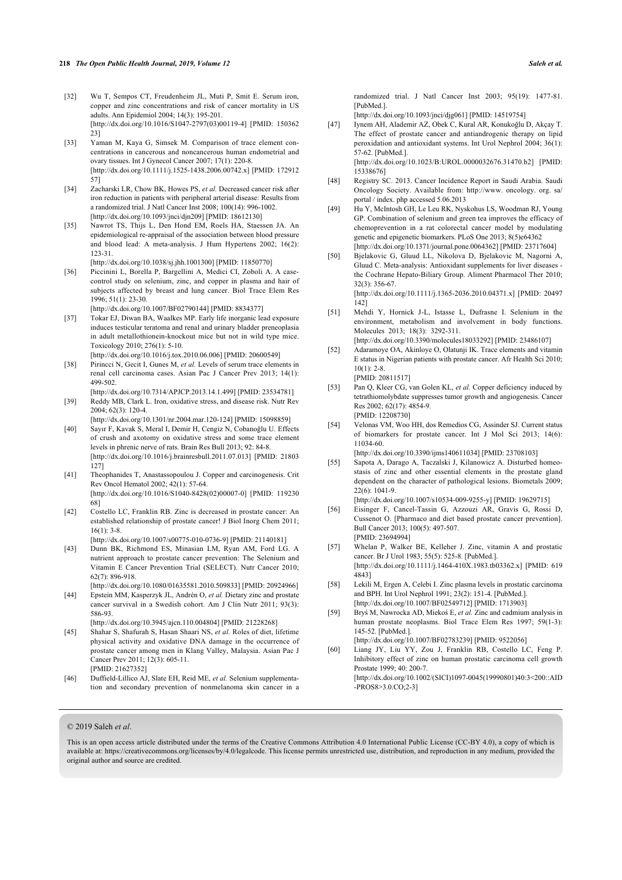[32] Wu T, Sempos CT, Freudenheim JL, Muti P, Smit E. Serum iron, copper and zinc concentrations and risk of cancer mortality in US adults. Ann Epidemiol 2004; 14(3): 195-201. [http://dx.doi.org/10.1016/S1047-2797(03)00119-4] [PMID: 15036223]

[33] Yaman M, Kaya G, Simsek M. Comparison of trace element concentrations in cancerous and noncancerous human endometrial and ovary tissues. Int J Gynecol Cancer 2007; 17(1): 220-8. [http://dx.doi.org/10.1111/j.1525-1438.2006.00742.x] [PMID: 17291257]

[34] Zacharski LR, Chow BK, Howes PS, *et al.* Decreased cancer risk after iron reduction in patients with peripheral arterial disease: Results from a randomized trial. J Natl Cancer Inst 2008; 100(14): 996-1002. [http://dx.doi.org/10.1093/jnci/djn209] [PMID: 18612130]

[35] Nawrot TS, Thijs L, Den Hond EM, Roels HA, Staessen JA. An epidemiological re-appraisal of the association between blood pressure and blood lead: A meta-analysis. J Hum Hypertens 2002; 16(2): 123-31. [http://dx.doi.org/10.1038/sj.jhh.1001300] [PMID: 11850770]

[36] Piccinini L, Borella P, Bargellini A, Medici CI, Zoboli A. A case-control study on selenium, zinc, and copper in plasma and hair of subjects affected by breast and lung cancer. Biol Trace Elem Res 1996; 51(1): 23-30. [http://dx.doi.org/10.1007/BF02790144] [PMID: 8834377]

[37] Tokar EJ, Diwan BA, Waalkes MP. Early life inorganic lead exposure induces testicular teratoma and renal and urinary bladder preneoplasia in adult metallothionein-knockout mice but not in wild type mice. Toxicology 2010; 276(1): 5-10. [http://dx.doi.org/10.1016/j.tox.2010.06.006] [PMID: 20600549]

[38] Pirincci N, Gecit I, Gunes M, *et al.* Levels of serum trace elements in renal cell carcinoma cases. Asian Pac J Cancer Prev 2013; 14(1): 499-502. [http://dx.doi.org/10.7314/APJCP.2013.14.1.499] [PMID: 23534781]

[39] Reddy MB, Clark L. Iron, oxidative stress, and disease risk. Nutr Rev 2004; 62(3): 120-4. [http://dx.doi.org/10.1301/nr.2004.mar.120-124] [PMID: 15098859]

[40] Sayır F, Kavak S, Meral I, Demir H, Cengiz N, Cobanoğlu U. Effects of crush and axotomy on oxidative stress and some trace element levels in phrenic nerve of rats. Brain Res Bull 2013; 92: 84-8. [http://dx.doi.org/10.1016/j.brainresbull.2011.07.013] [PMID: 21803127]

[41] Theophanides T, Anastassopoulou J. Copper and carcinogenesis. Crit Rev Oncol Hematol 2002; 42(1): 57-64. [http://dx.doi.org/10.1016/S1040-8428(02)00007-0] [PMID: 11923068]

[42] Costello LC, Franklin RB. Zinc is decreased in prostate cancer: An established relationship of prostate cancer! J Biol Inorg Chem 2011; 16(1): 3-8. [http://dx.doi.org/10.1007/s00775-010-0736-9] [PMID: 21140181]

[43] Dunn BK, Richmond ES, Minasian LM, Ryan AM, Ford LG. A nutrient approach to prostate cancer prevention: The Selenium and Vitamin E Cancer Prevention Trial (SELECT). Nutr Cancer 2010; 62(7): 896-918. [http://dx.doi.org/10.1080/01635581.2010.509833] [PMID: 20924966]

[44] Epstein MM, Kasperzyk JL, Andrén O, *et al.* Dietary zinc and prostate cancer survival in a Swedish cohort. Am J Clin Nutr 2011; 93(3): 586-93. [http://dx.doi.org/10.3945/ajcn.110.004804] [PMID: 21228268]

[45] Shahar S, Shafurah S, Hasan Shaari NS, *et al.* Roles of diet, lifetime physical activity and oxidative DNA damage in the occurrence of prostate cancer among men in Klang Valley, Malaysia. Asian Pac J Cancer Prev 2011; 12(3): 605-11. [PMID: 21627352]

[46] Duffield-Lillico AJ, Slate EH, Reid ME, *et al.* Selenium supplementation and secondary prevention of nonmelanoma skin cancer in a randomized trial. J Natl Cancer Inst 2003; 95(19): 1477-81. [PubMed.]. [http://dx.doi.org/10.1093/jnci/djg061] [PMID: 14519754]

[47] Iynem AH, Alademir AZ, Obek C, Kural AR, Konukoğlu D, Akçay T. The effect of prostate cancer and antiandrogenic therapy on lipid peroxidation and antioxidant systems. Int Urol Nephrol 2004; 36(1): 57-62. [PubMed.]. [http://dx.doi.org/10.1023/B:UROL.0000032676.31470.b2] [PMID: 15338676]

[48] Registry SC. 2013. Cancer Incidence Report in Saudi Arabia. Saudi Oncology Society. Available from: http://www. oncology. org. sa/ portal / index. php accessed 5.06.2013

[49] Hu Y, McIntosh GH, Le Leu RK, Nyskohus LS, Woodman RJ, Young GP. Combination of selenium and green tea improves the efficacy of chemoprevention in a rat colorectal cancer model by modulating genetic and epigenetic biomarkers. PLoS One 2013; 8(5)e64362 [http://dx.doi.org/10.1371/journal.pone.0064362] [PMID: 23717604]

[50] Bjelakovic G, Gluud LL, Nikolova D, Bjelakovic M, Nagorni A, Gluud C. Meta-analysis: Antioxidant supplements for liver diseases - the Cochrane Hepato-Biliary Group. Aliment Pharmacol Ther 2010; 32(3): 356-67. [http://dx.doi.org/10.1111/j.1365-2036.2010.04371.x] [PMID: 20497142]

[51] Mehdi Y, Hornick J-L, Istasse L, Dufrasne I. Selenium in the environment, metabolism and involvement in body functions. Molecules 2013; 18(3): 3292-311. [http://dx.doi.org/10.3390/molecules18033292] [PMID: 23486107]

[52] Adaramoye OA, Akinloye O, Olatunji IK. Trace elements and vitamin E status in Nigerian patients with prostate cancer. Afr Health Sci 2010; 10(1): 2-8. [PMID: 20811517]

[53] Pan Q, Kleer CG, van Golen KL, *et al.* Copper deficiency induced by tetrathiomolybdate suppresses tumor growth and angiogenesis. Cancer Res 2002; 62(17): 4854-9. [PMID: 12208730]

[54] Velonas VM, Woo HH, dos Remedios CG, Assinder SJ. Current status of biomarkers for prostate cancer. Int J Mol Sci 2013; 14(6): 11034-60. [http://dx.doi.org/10.3390/ijms140611034] [PMID: 23708103]

[55] Sapota A, Darago A, Taczalski J, Kilanowicz A. Disturbed homeostasis of zinc and other essential elements in the prostate gland dependent on the character of pathological lesions. Biometals 2009; 22(6): 1041-9. [http://dx.doi.org/10.1007/s10534-009-9255-y] [PMID: 19629715]

[56] Eisinger F, Cancel-Tassin G, Azzouzi AR, Gravis G, Rossi D, Cussenot O. [Pharmaco and diet based prostate cancer prevention]. Bull Cancer 2013; 100(5): 497-507. [PMID: 23694994]

[57] Whelan P, Walker BE, Kelleher J. Zinc, vitamin A and prostatic cancer. Br J Urol 1983; 55(5): 525-8. [PubMed.]. [http://dx.doi.org/10.1111/j.1464-410X.1983.tb03362.x] [PMID: 6194843]

[58] Lekili M, Ergen A, Celebi I. Zinc plasma levels in prostatic carcinoma and BPH. Int Urol Nephrol 1991; 23(2): 151-4. [PubMed.]. [http://dx.doi.org/10.1007/BF02549712] [PMID: 1713903]

[59] Bryś M, Nawrocka AD, Miekoś E, *et al.* Zinc and cadmium analysis in human prostate neoplasms. Biol Trace Elem Res 1997; 59(1-3): 145-52. [PubMed.]. [http://dx.doi.org/10.1007/BF02783239] [PMID: 9522056]

[60] Liang JY, Liu YY, Zou J, Franklin RB, Costello LC, Feng P. Inhibitory effect of zinc on human prostatic carcinoma cell growth Prostate 1999; 40: 200-7. [http://dx.doi.org/10.1002/(SICI)1097-0045(19990801)40:3<200::AID-PROS8>3.0.CO;2-3]

© 2019 Saleh *et al*.

This is an open access article distributed under the terms of the Creative Commons Attribution 4.0 International Public License (CC-BY 4.0), a copy of which is available at: https://creativecommons.org/licenses/by/4.0/legalcode. This license permits unrestricted use, distribution, and reproduction in any medium, provided the original author and source are credited.